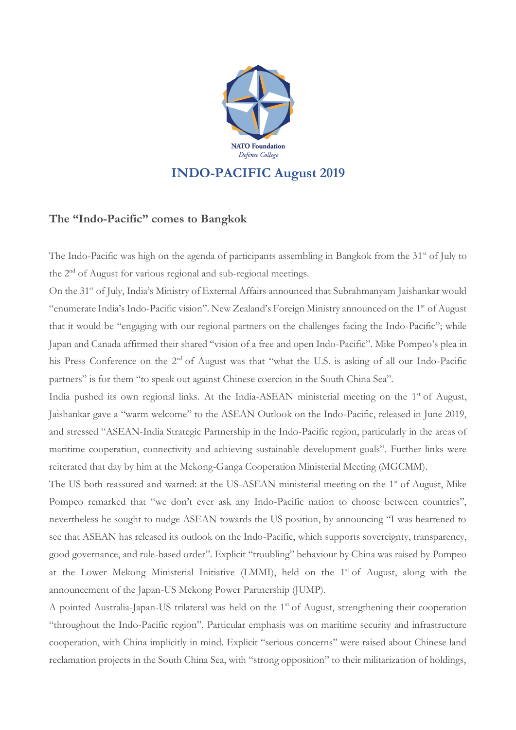NATO Foundation
*Defense College*

# INDO-PACIFIC August 2019

## The "Indo-Pacific" comes to Bangkok

The Indo-Pacific was high on the agenda of participants assembling in Bangkok from the 31st of July to the 2nd of August for various regional and sub-regional meetings.

On the 31st of July, India's Ministry of External Affairs announced that Subrahmanyam Jaishankar would "enumerate India's Indo-Pacific vision". New Zealand's Foreign Ministry announced on the 1st of August that it would be "engaging with our regional partners on the challenges facing the Indo-Pacific"; while Japan and Canada affirmed their shared "vision of a free and open Indo-Pacific". Mike Pompeo's plea in his Press Conference on the 2nd of August was that "what the U.S. is asking of all our Indo-Pacific partners" is for them "to speak out against Chinese coercion in the South China Sea".

India pushed its own regional links. At the India-ASEAN ministerial meeting on the 1st of August, Jaishankar gave a "warm welcome" to the ASEAN Outlook on the Indo-Pacific, released in June 2019, and stressed "ASEAN-India Strategic Partnership in the Indo-Pacific region, particularly in the areas of maritime cooperation, connectivity and achieving sustainable development goals". Further links were reiterated that day by him at the Mekong-Ganga Cooperation Ministerial Meeting (MGCMM).

The US both reassured and warned: at the US-ASEAN ministerial meeting on the 1st of August, Mike Pompeo remarked that "we don't ever ask any Indo-Pacific nation to choose between countries", nevertheless he sought to nudge ASEAN towards the US position, by announcing "I was heartened to see that ASEAN has released its outlook on the Indo-Pacific, which supports sovereignty, transparency, good governance, and rule-based order". Explicit "troubling" behaviour by China was raised by Pompeo at the Lower Mekong Ministerial Initiative (LMMI), held on the 1st of August, along with the announcement of the Japan-US Mekong Power Partnership (JUMP).

A pointed Australia-Japan-US trilateral was held on the 1st of August, strengthening their cooperation "throughout the Indo-Pacific region". Particular emphasis was on maritime security and infrastructure cooperation, with China implicitly in mind. Explicit "serious concerns" were raised about Chinese land reclamation projects in the South China Sea, with "strong opposition" to their militarization of holdings,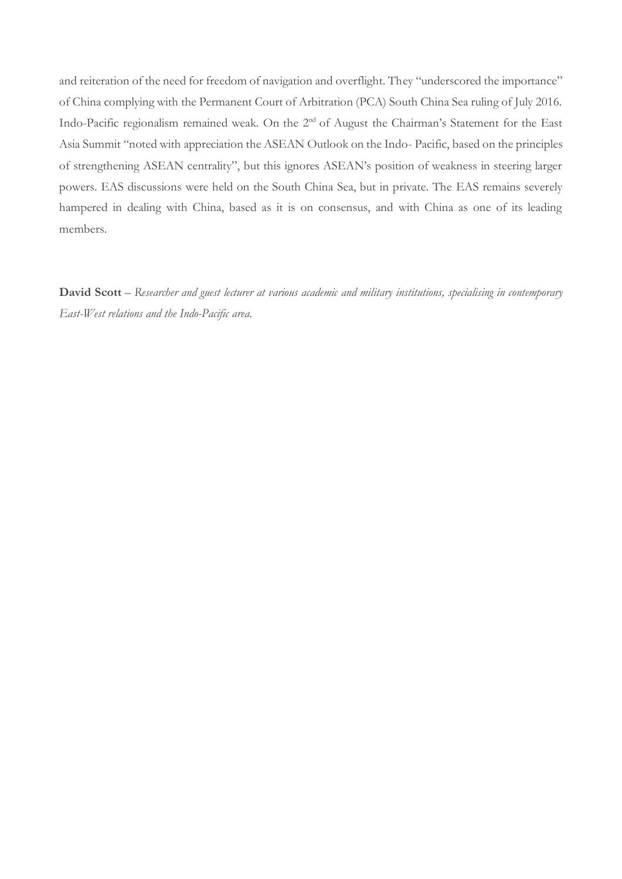and reiteration of the need for freedom of navigation and overflight. They "underscored the importance" of China complying with the Permanent Court of Arbitration (PCA) South China Sea ruling of July 2016. Indo-Pacific regionalism remained weak. On the 2nd of August the Chairman's Statement for the East Asia Summit "noted with appreciation the ASEAN Outlook on the Indo- Pacific, based on the principles of strengthening ASEAN centrality", but this ignores ASEAN's position of weakness in steering larger powers. EAS discussions were held on the South China Sea, but in private. The EAS remains severely hampered in dealing with China, based as it is on consensus, and with China as one of its leading members.

**David Scott** – *Researcher and guest lecturer at various academic and military institutions, specialising in contemporary East-West relations and the Indo-Pacific area.*